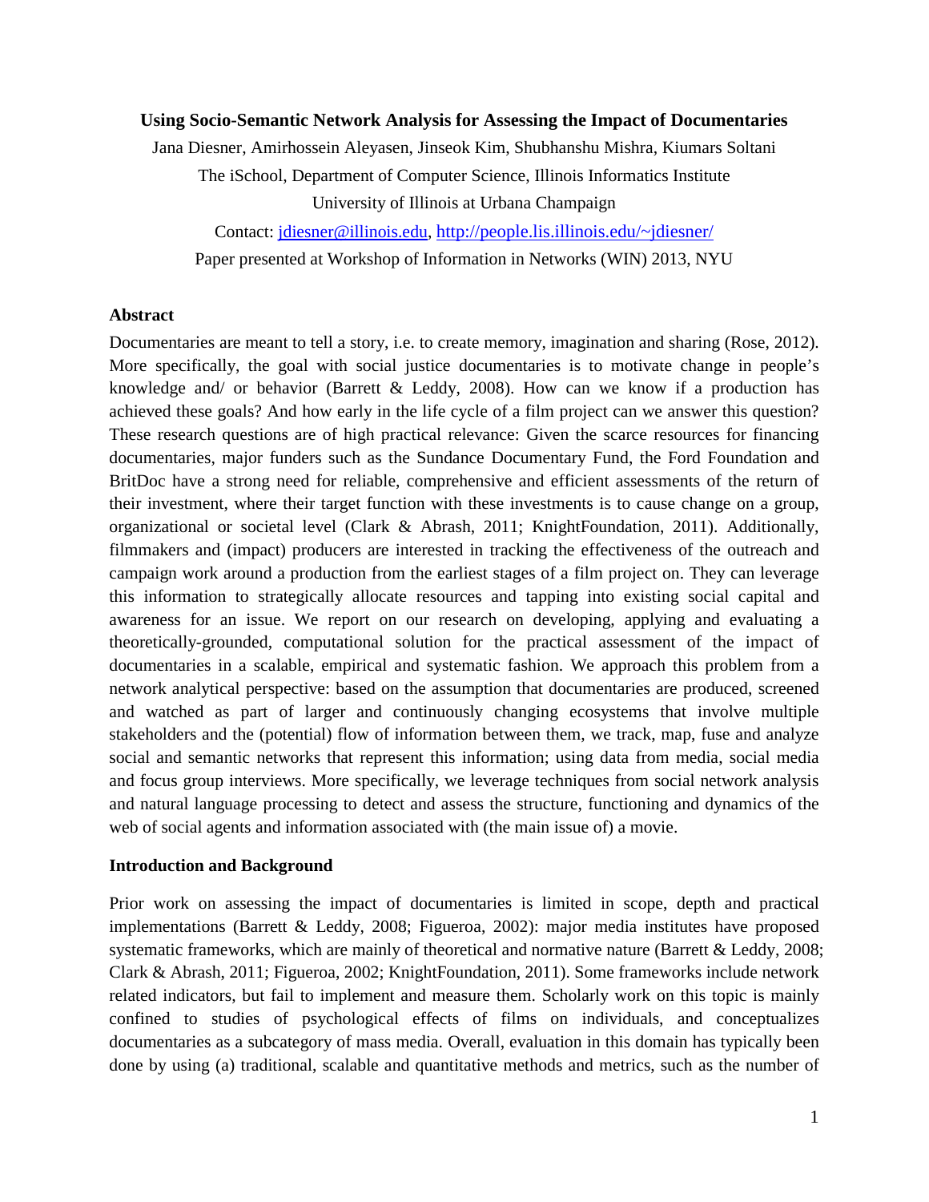# Using Socio-Semantic Network Analysis for Assessing the Impact of Documentaries

Jana Diesner, Amirhossein Aleyasen, Jinseok Kim, Shubhanshu Mishra, Kiumars Soltani

The iSchool, Department of Computer Science, Illinois Informatics Institute

University of Illinois at Urbana Champaign

Contact: [jdiesner@illinois.edu](mailto:jdiesner@illinois.edu), [http://people.lis.illinois.edu/~jdiesner/](http://people.lis.illinois.edu/~jdiesner/)

Paper presented at Workshop of Information in Networks (WIN) 2013, NYU

## Abstract

Documentaries are meant to tell a story, i.e. to create memory, imagination and sharing (Rose, 2012). More specifically, the goal with social justice documentaries is to motivate change in people's knowledge and/ or behavior (Barrett & Leddy, 2008). How can we know if a production has achieved these goals? And how early in the life cycle of a film project can we answer this question? These research questions are of high practical relevance: Given the scarce resources for financing documentaries, major funders such as the Sundance Documentary Fund, the Ford Foundation and BritDoc have a strong need for reliable, comprehensive and efficient assessments of the return of their investment, where their target function with these investments is to cause change on a group, organizational or societal level (Clark & Abrash, 2011; KnightFoundation, 2011). Additionally, filmmakers and (impact) producers are interested in tracking the effectiveness of the outreach and campaign work around a production from the earliest stages of a film project on. They can leverage this information to strategically allocate resources and tapping into existing social capital and awareness for an issue. We report on our research on developing, applying and evaluating a theoretically-grounded, computational solution for the practical assessment of the impact of documentaries in a scalable, empirical and systematic fashion. We approach this problem from a network analytical perspective: based on the assumption that documentaries are produced, screened and watched as part of larger and continuously changing ecosystems that involve multiple stakeholders and the (potential) flow of information between them, we track, map, fuse and analyze social and semantic networks that represent this information; using data from media, social media and focus group interviews. More specifically, we leverage techniques from social network analysis and natural language processing to detect and assess the structure, functioning and dynamics of the web of social agents and information associated with (the main issue of) a movie.

## Introduction and Background

Prior work on assessing the impact of documentaries is limited in scope, depth and practical implementations (Barrett & Leddy, 2008; Figueroa, 2002): major media institutes have proposed systematic frameworks, which are mainly of theoretical and normative nature (Barrett & Leddy, 2008; Clark & Abrash, 2011; Figueroa, 2002; KnightFoundation, 2011). Some frameworks include network related indicators, but fail to implement and measure them. Scholarly work on this topic is mainly confined to studies of psychological effects of films on individuals, and conceptualizes documentaries as a subcategory of mass media. Overall, evaluation in this domain has typically been done by using (a) traditional, scalable and quantitative methods and metrics, such as the number of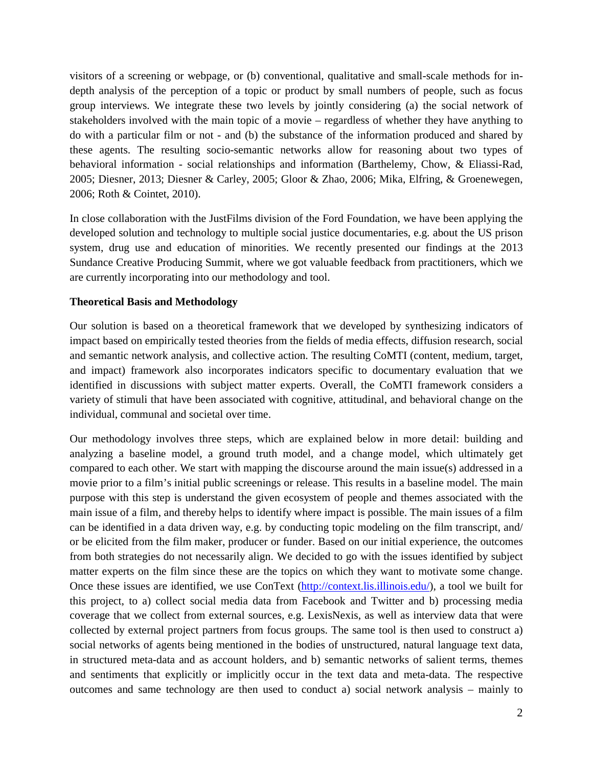visitors of a screening or webpage, or (b) conventional, qualitative and small-scale methods for in-depth analysis of the perception of a topic or product by small numbers of people, such as focus group interviews. We integrate these two levels by jointly considering (a) the social network of stakeholders involved with the main topic of a movie – regardless of whether they have anything to do with a particular film or not - and (b) the substance of the information produced and shared by these agents. The resulting socio-semantic networks allow for reasoning about two types of behavioral information - social relationships and information (Barthelemy, Chow, & Eliassi-Rad, 2005; Diesner, 2013; Diesner & Carley, 2005; Gloor & Zhao, 2006; Mika, Elfring, & Groenewegen, 2006; Roth & Cointet, 2010).

In close collaboration with the JustFilms division of the Ford Foundation, we have been applying the developed solution and technology to multiple social justice documentaries, e.g. about the US prison system, drug use and education of minorities. We recently presented our findings at the 2013 Sundance Creative Producing Summit, where we got valuable feedback from practitioners, which we are currently incorporating into our methodology and tool.

**Theoretical Basis and Methodology**

Our solution is based on a theoretical framework that we developed by synthesizing indicators of impact based on empirically tested theories from the fields of media effects, diffusion research, social and semantic network analysis, and collective action. The resulting CoMTI (content, medium, target, and impact) framework also incorporates indicators specific to documentary evaluation that we identified in discussions with subject matter experts. Overall, the CoMTI framework considers a variety of stimuli that have been associated with cognitive, attitudinal, and behavioral change on the individual, communal and societal over time.

Our methodology involves three steps, which are explained below in more detail: building and analyzing a baseline model, a ground truth model, and a change model, which ultimately get compared to each other. We start with mapping the discourse around the main issue(s) addressed in a movie prior to a film's initial public screenings or release. This results in a baseline model. The main purpose with this step is understand the given ecosystem of people and themes associated with the main issue of a film, and thereby helps to identify where impact is possible. The main issues of a film can be identified in a data driven way, e.g. by conducting topic modeling on the film transcript, and/ or be elicited from the film maker, producer or funder. Based on our initial experience, the outcomes from both strategies do not necessarily align. We decided to go with the issues identified by subject matter experts on the film since these are the topics on which they want to motivate some change. Once these issues are identified, we use ConText (http://context.lis.illinois.edu/), a tool we built for this project, to a) collect social media data from Facebook and Twitter and b) processing media coverage that we collect from external sources, e.g. LexisNexis, as well as interview data that were collected by external project partners from focus groups. The same tool is then used to construct a) social networks of agents being mentioned in the bodies of unstructured, natural language text data, in structured meta-data and as account holders, and b) semantic networks of salient terms, themes and sentiments that explicitly or implicitly occur in the text data and meta-data. The respective outcomes and same technology are then used to conduct a) social network analysis – mainly to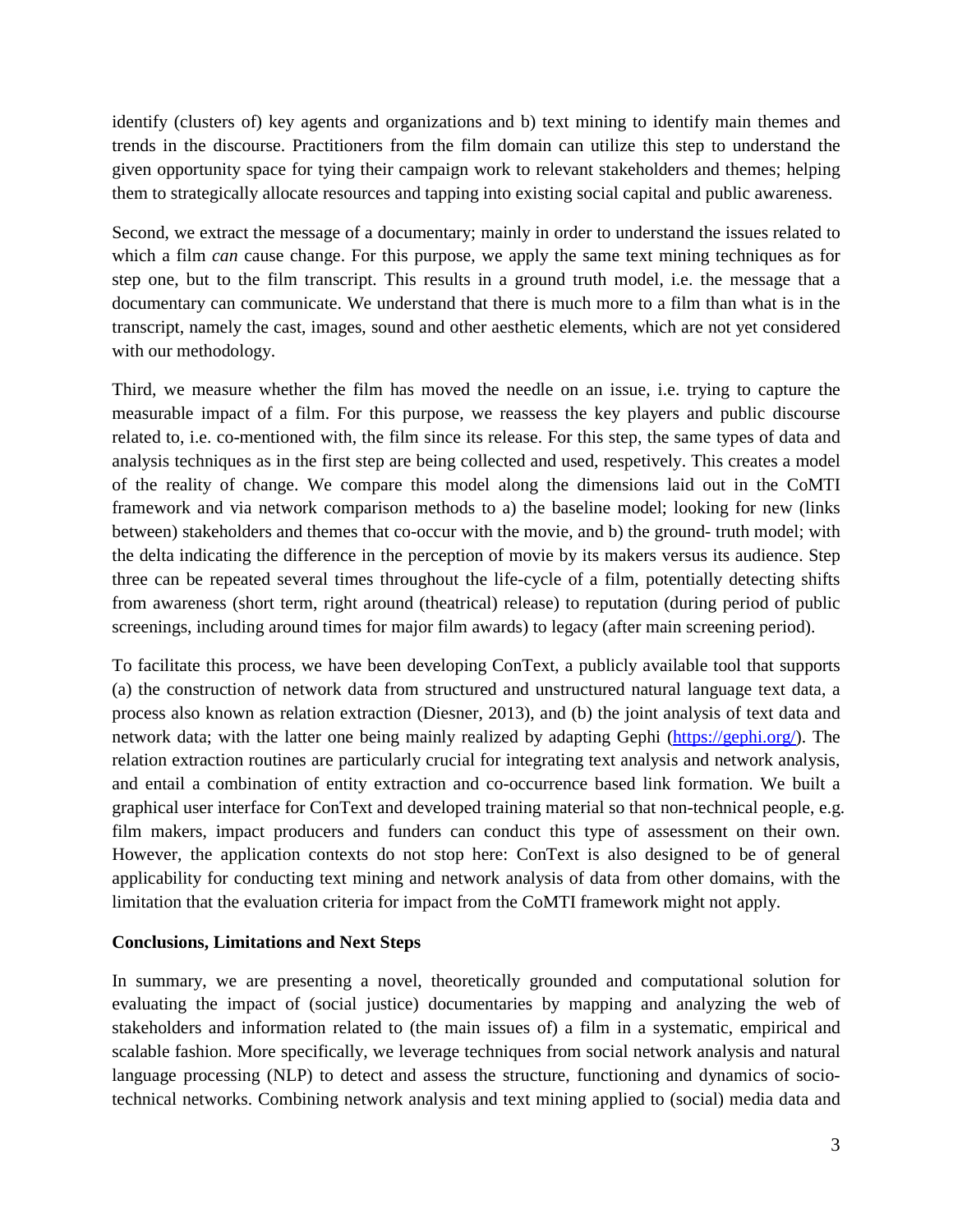identify (clusters of) key agents and organizations and b) text mining to identify main themes and trends in the discourse. Practitioners from the film domain can utilize this step to understand the given opportunity space for tying their campaign work to relevant stakeholders and themes; helping them to strategically allocate resources and tapping into existing social capital and public awareness.

Second, we extract the message of a documentary; mainly in order to understand the issues related to which a film *can* cause change. For this purpose, we apply the same text mining techniques as for step one, but to the film transcript. This results in a ground truth model, i.e. the message that a documentary can communicate. We understand that there is much more to a film than what is in the transcript, namely the cast, images, sound and other aesthetic elements, which are not yet considered with our methodology.

Third, we measure whether the film has moved the needle on an issue, i.e. trying to capture the measurable impact of a film. For this purpose, we reassess the key players and public discourse related to, i.e. co-mentioned with, the film since its release. For this step, the same types of data and analysis techniques as in the first step are being collected and used, respetively. This creates a model of the reality of change. We compare this model along the dimensions laid out in the CoMTI framework and via network comparison methods to a) the baseline model; looking for new (links between) stakeholders and themes that co-occur with the movie, and b) the ground- truth model; with the delta indicating the difference in the perception of movie by its makers versus its audience. Step three can be repeated several times throughout the life-cycle of a film, potentially detecting shifts from awareness (short term, right around (theatrical) release) to reputation (during period of public screenings, including around times for major film awards) to legacy (after main screening period).

To facilitate this process, we have been developing ConText, a publicly available tool that supports (a) the construction of network data from structured and unstructured natural language text data, a process also known as relation extraction (Diesner, 2013), and (b) the joint analysis of text data and network data; with the latter one being mainly realized by adapting Gephi (https://gephi.org/). The relation extraction routines are particularly crucial for integrating text analysis and network analysis, and entail a combination of entity extraction and co-occurrence based link formation. We built a graphical user interface for ConText and developed training material so that non-technical people, e.g. film makers, impact producers and funders can conduct this type of assessment on their own. However, the application contexts do not stop here: ConText is also designed to be of general applicability for conducting text mining and network analysis of data from other domains, with the limitation that the evaluation criteria for impact from the CoMTI framework might not apply.

**Conclusions, Limitations and Next Steps**

In summary, we are presenting a novel, theoretically grounded and computational solution for evaluating the impact of (social justice) documentaries by mapping and analyzing the web of stakeholders and information related to (the main issues of) a film in a systematic, empirical and scalable fashion. More specifically, we leverage techniques from social network analysis and natural language processing (NLP) to detect and assess the structure, functioning and dynamics of socio-technical networks. Combining network analysis and text mining applied to (social) media data and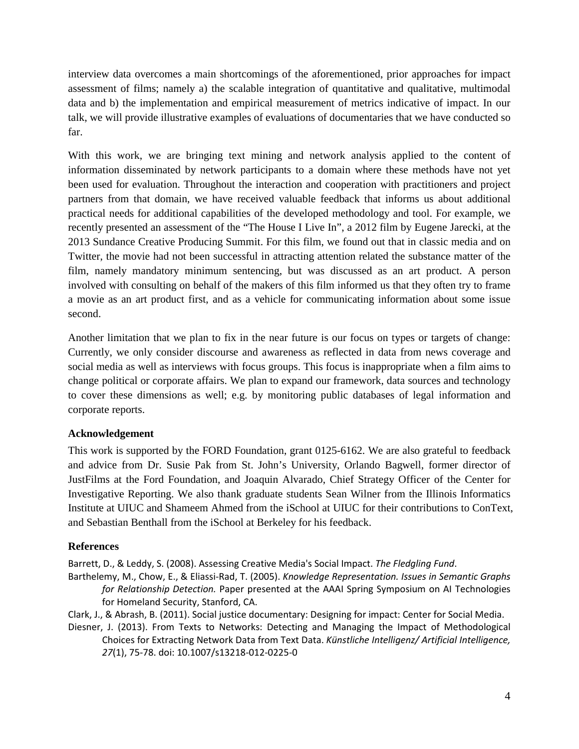interview data overcomes a main shortcomings of the aforementioned, prior approaches for impact assessment of films; namely a) the scalable integration of quantitative and qualitative, multimodal data and b) the implementation and empirical measurement of metrics indicative of impact. In our talk, we will provide illustrative examples of evaluations of documentaries that we have conducted so far.

With this work, we are bringing text mining and network analysis applied to the content of information disseminated by network participants to a domain where these methods have not yet been used for evaluation. Throughout the interaction and cooperation with practitioners and project partners from that domain, we have received valuable feedback that informs us about additional practical needs for additional capabilities of the developed methodology and tool. For example, we recently presented an assessment of the "The House I Live In", a 2012 film by Eugene Jarecki, at the 2013 Sundance Creative Producing Summit. For this film, we found out that in classic media and on Twitter, the movie had not been successful in attracting attention related the substance matter of the film, namely mandatory minimum sentencing, but was discussed as an art product. A person involved with consulting on behalf of the makers of this film informed us that they often try to frame a movie as an art product first, and as a vehicle for communicating information about some issue second.

Another limitation that we plan to fix in the near future is our focus on types or targets of change: Currently, we only consider discourse and awareness as reflected in data from news coverage and social media as well as interviews with focus groups. This focus is inappropriate when a film aims to change political or corporate affairs. We plan to expand our framework, data sources and technology to cover these dimensions as well; e.g. by monitoring public databases of legal information and corporate reports.

### Acknowledgement

This work is supported by the FORD Foundation, grant 0125-6162. We are also grateful to feedback and advice from Dr. Susie Pak from St. John's University, Orlando Bagwell, former director of JustFilms at the Ford Foundation, and Joaquin Alvarado, Chief Strategy Officer of the Center for Investigative Reporting. We also thank graduate students Sean Wilner from the Illinois Informatics Institute at UIUC and Shameem Ahmed from the iSchool at UIUC for their contributions to ConText, and Sebastian Benthall from the iSchool at Berkeley for his feedback.

### References

Barrett, D., & Leddy, S. (2008). Assessing Creative Media's Social Impact. *The Fledgling Fund*.

Barthelemy, M., Chow, E., & Eliassi-Rad, T. (2005). *Knowledge Representation. Issues in Semantic Graphs for Relationship Detection.* Paper presented at the AAAI Spring Symposium on AI Technologies for Homeland Security, Stanford, CA.

Clark, J., & Abrash, B. (2011). Social justice documentary: Designing for impact: Center for Social Media.

Diesner, J. (2013). From Texts to Networks: Detecting and Managing the Impact of Methodological Choices for Extracting Network Data from Text Data. *Künstliche Intelligenz/ Artificial Intelligence, 27*(1), 75-78. doi: 10.1007/s13218-012-0225-0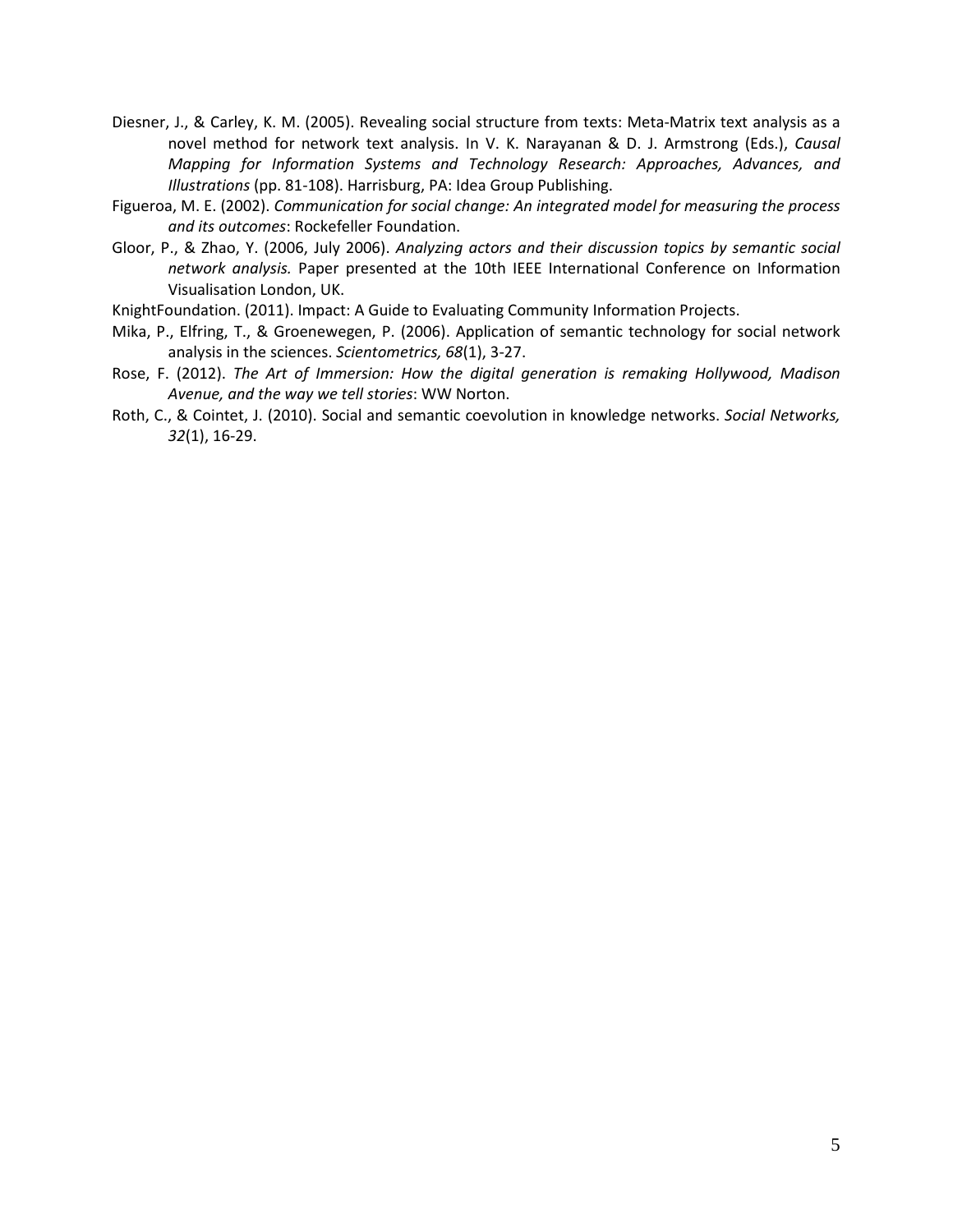Diesner, J., & Carley, K. M. (2005). Revealing social structure from texts: Meta-Matrix text analysis as a novel method for network text analysis. In V. K. Narayanan & D. J. Armstrong (Eds.), *Causal Mapping for Information Systems and Technology Research: Approaches, Advances, and Illustrations* (pp. 81-108). Harrisburg, PA: Idea Group Publishing.

Figueroa, M. E. (2002). *Communication for social change: An integrated model for measuring the process and its outcomes*: Rockefeller Foundation.

Gloor, P., & Zhao, Y. (2006, July 2006). *Analyzing actors and their discussion topics by semantic social network analysis.* Paper presented at the 10th IEEE International Conference on Information Visualisation London, UK.

KnightFoundation. (2011). Impact: A Guide to Evaluating Community Information Projects.

Mika, P., Elfring, T., & Groenewegen, P. (2006). Application of semantic technology for social network analysis in the sciences. *Scientometrics, 68*(1), 3-27.

Rose, F. (2012). *The Art of Immersion: How the digital generation is remaking Hollywood, Madison Avenue, and the way we tell stories*: WW Norton.

Roth, C., & Cointet, J. (2010). Social and semantic coevolution in knowledge networks. *Social Networks, 32*(1), 16-29.